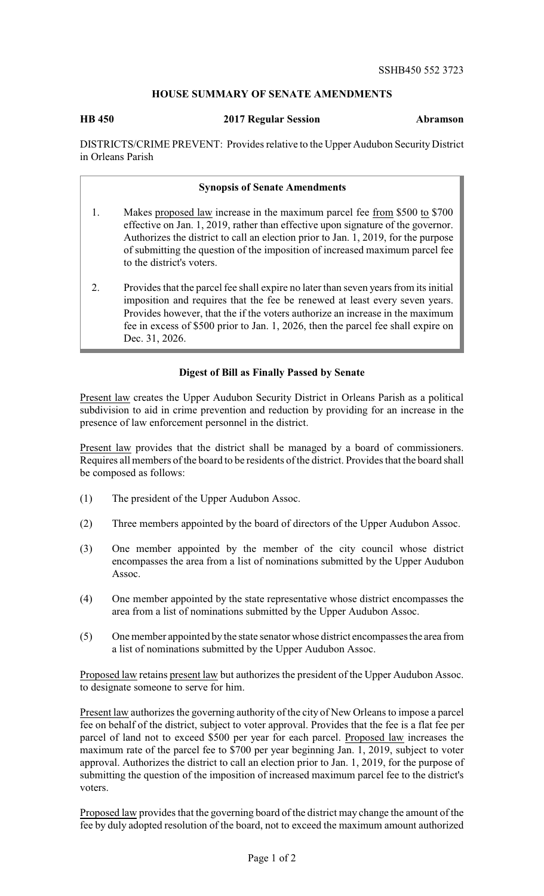SSHB450 552 3723

## HOUSE SUMMARY OF SENATE AMENDMENTS

**HB 450** **2017 Regular Session** **Abramson**

DISTRICTS/CRIME PREVENT: Provides relative to the Upper Audubon Security District in Orleans Parish

### Synopsis of Senate Amendments

1. Makes proposed law increase in the maximum parcel fee from $500 to $700 effective on Jan. 1, 2019, rather than effective upon signature of the governor. Authorizes the district to call an election prior to Jan. 1, 2019, for the purpose of submitting the question of the imposition of increased maximum parcel fee to the district's voters.

2. Provides that the parcel fee shall expire no later than seven years from its initial imposition and requires that the fee be renewed at least every seven years. Provides however, that the if the voters authorize an increase in the maximum fee in excess of $500 prior to Jan. 1, 2026, then the parcel fee shall expire on Dec. 31, 2026.

### Digest of Bill as Finally Passed by Senate

Present law creates the Upper Audubon Security District in Orleans Parish as a political subdivision to aid in crime prevention and reduction by providing for an increase in the presence of law enforcement personnel in the district.

Present law provides that the district shall be managed by a board of commissioners. Requires all members of the board to be residents of the district. Provides that the board shall be composed as follows:

(1) The president of the Upper Audubon Assoc.

(2) Three members appointed by the board of directors of the Upper Audubon Assoc.

(3) One member appointed by the member of the city council whose district encompasses the area from a list of nominations submitted by the Upper Audubon Assoc.

(4) One member appointed by the state representative whose district encompasses the area from a list of nominations submitted by the Upper Audubon Assoc.

(5) One member appointed by the state senator whose district encompasses the area from a list of nominations submitted by the Upper Audubon Assoc.

Proposed law retains present law but authorizes the president of the Upper Audubon Assoc. to designate someone to serve for him.

Present law authorizes the governing authority of the city of New Orleans to impose a parcel fee on behalf of the district, subject to voter approval. Provides that the fee is a flat fee per parcel of land not to exceed $500 per year for each parcel. Proposed law increases the maximum rate of the parcel fee to $700 per year beginning Jan. 1, 2019, subject to voter approval. Authorizes the district to call an election prior to Jan. 1, 2019, for the purpose of submitting the question of the imposition of increased maximum parcel fee to the district's voters.

Proposed law provides that the governing board of the district may change the amount of the fee by duly adopted resolution of the board, not to exceed the maximum amount authorized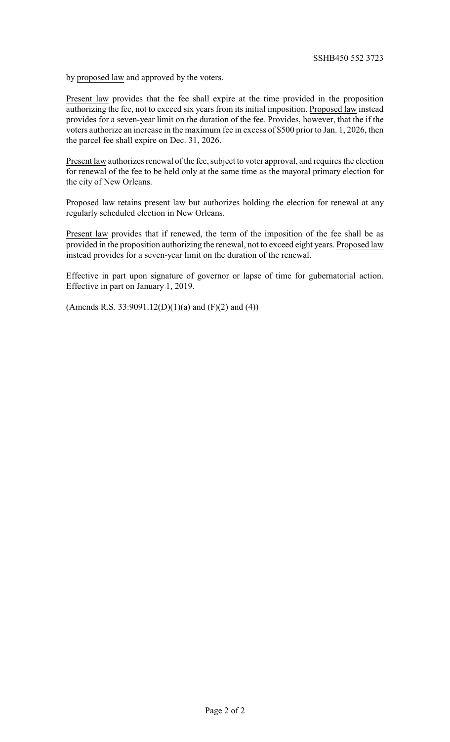by proposed law and approved by the voters.

Present law provides that the fee shall expire at the time provided in the proposition authorizing the fee, not to exceed six years from its initial imposition. Proposed law instead provides for a seven-year limit on the duration of the fee. Provides, however, that the if the voters authorize an increase in the maximum fee in excess of $500 prior to Jan. 1, 2026, then the parcel fee shall expire on Dec. 31, 2026.

Present law authorizes renewal of the fee, subject to voter approval, and requires the election for renewal of the fee to be held only at the same time as the mayoral primary election for the city of New Orleans.

Proposed law retains present law but authorizes holding the election for renewal at any regularly scheduled election in New Orleans.

Present law provides that if renewed, the term of the imposition of the fee shall be as provided in the proposition authorizing the renewal, not to exceed eight years. Proposed law instead provides for a seven-year limit on the duration of the renewal.

Effective in part upon signature of governor or lapse of time for gubernatorial action. Effective in part on January 1, 2019.

(Amends R.S. 33:9091.12(D)(1)(a) and (F)(2) and (4))